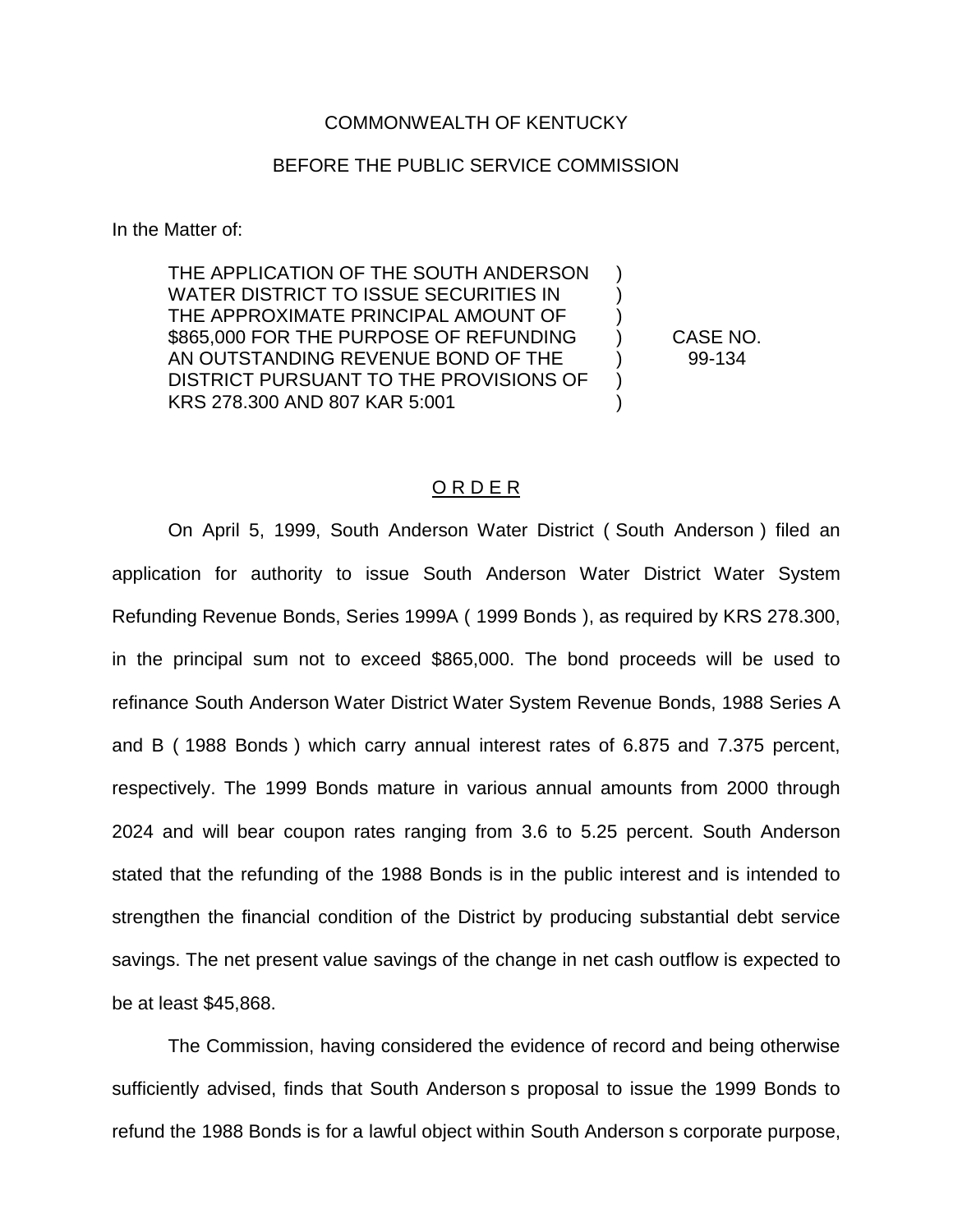COMMONWEALTH OF KENTUCKY

BEFORE THE PUBLIC SERVICE COMMISSION

In the Matter of:

THE APPLICATION OF THE SOUTH ANDERSON WATER DISTRICT TO ISSUE SECURITIES IN THE APPROXIMATE PRINCIPAL AMOUNT OF $865,000 FOR THE PURPOSE OF REFUNDING AN OUTSTANDING REVENUE BOND OF THE DISTRICT PURSUANT TO THE PROVISIONS OF KRS 278.300 AND 807 KAR 5:001

) CASE NO. 99-134

## O R D E R

On April 5, 1999, South Anderson Water District ( South Anderson ) filed an application for authority to issue South Anderson Water District Water System Refunding Revenue Bonds, Series 1999A ( 1999 Bonds ), as required by KRS 278.300, in the principal sum not to exceed $865,000. The bond proceeds will be used to refinance South Anderson Water District Water System Revenue Bonds, 1988 Series A and B ( 1988 Bonds ) which carry annual interest rates of 6.875 and 7.375 percent, respectively. The 1999 Bonds mature in various annual amounts from 2000 through 2024 and will bear coupon rates ranging from 3.6 to 5.25 percent. South Anderson stated that the refunding of the 1988 Bonds is in the public interest and is intended to strengthen the financial condition of the District by producing substantial debt service savings. The net present value savings of the change in net cash outflow is expected to be at least $45,868.

The Commission, having considered the evidence of record and being otherwise sufficiently advised, finds that South Anderson s proposal to issue the 1999 Bonds to refund the 1988 Bonds is for a lawful object within South Anderson s corporate purpose,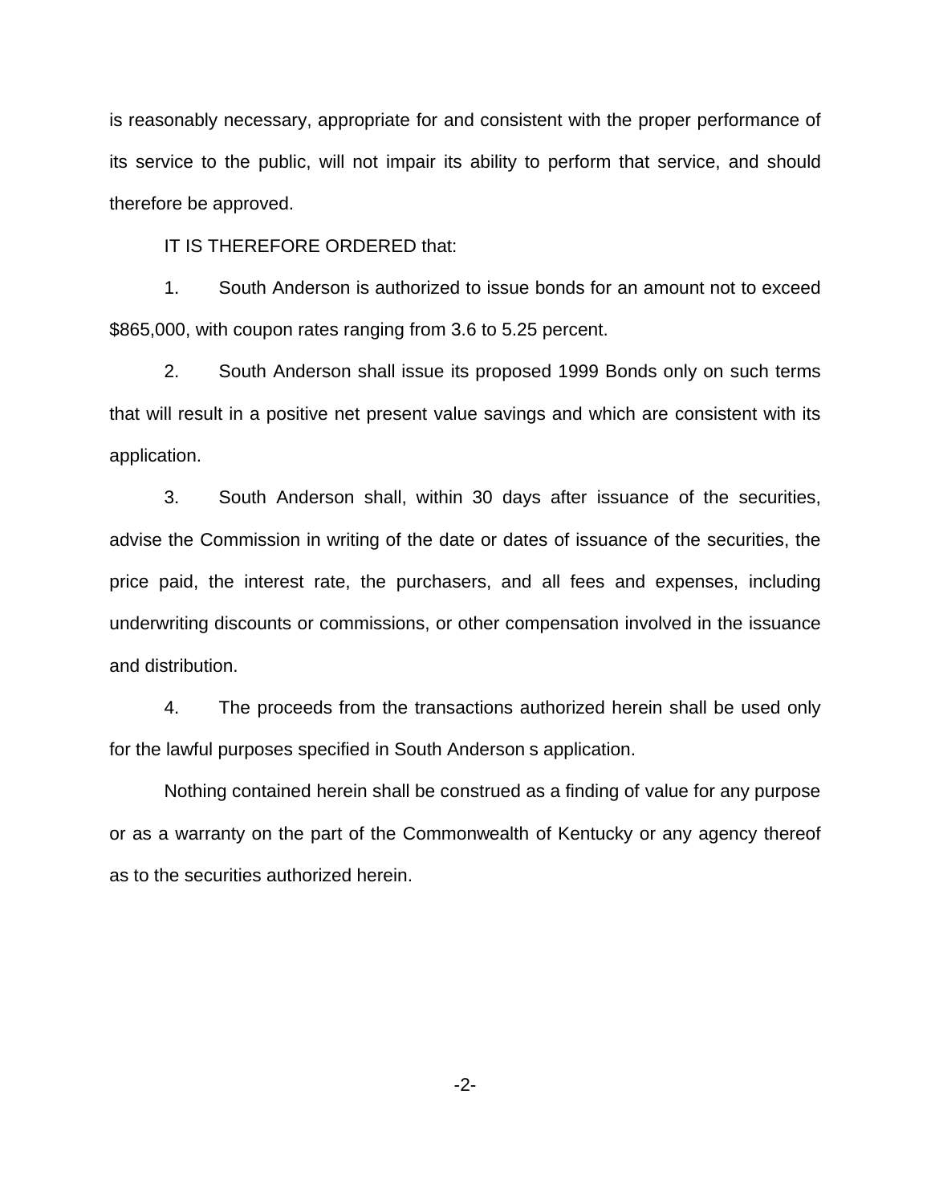is reasonably necessary, appropriate for and consistent with the proper performance of its service to the public, will not impair its ability to perform that service, and should therefore be approved.

IT IS THEREFORE ORDERED that:

1. South Anderson is authorized to issue bonds for an amount not to exceed $865,000, with coupon rates ranging from 3.6 to 5.25 percent.

2. South Anderson shall issue its proposed 1999 Bonds only on such terms that will result in a positive net present value savings and which are consistent with its application.

3. South Anderson shall, within 30 days after issuance of the securities, advise the Commission in writing of the date or dates of issuance of the securities, the price paid, the interest rate, the purchasers, and all fees and expenses, including underwriting discounts or commissions, or other compensation involved in the issuance and distribution.

4. The proceeds from the transactions authorized herein shall be used only for the lawful purposes specified in South Anderson s application.

Nothing contained herein shall be construed as a finding of value for any purpose or as a warranty on the part of the Commonwealth of Kentucky or any agency thereof as to the securities authorized herein.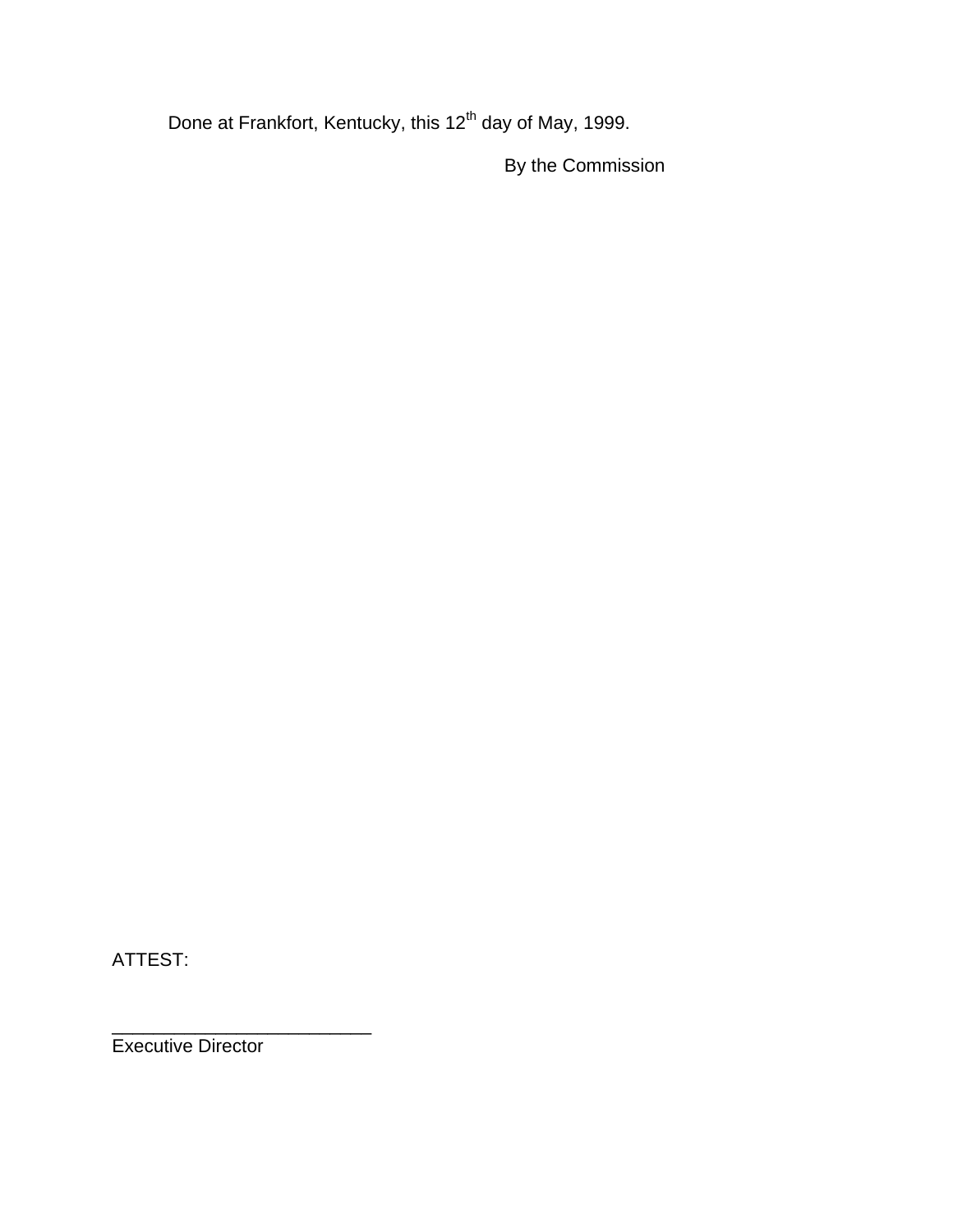Done at Frankfort, Kentucky, this 12th day of May, 1999.

By the Commission

ATTEST:

_________________________
Executive Director